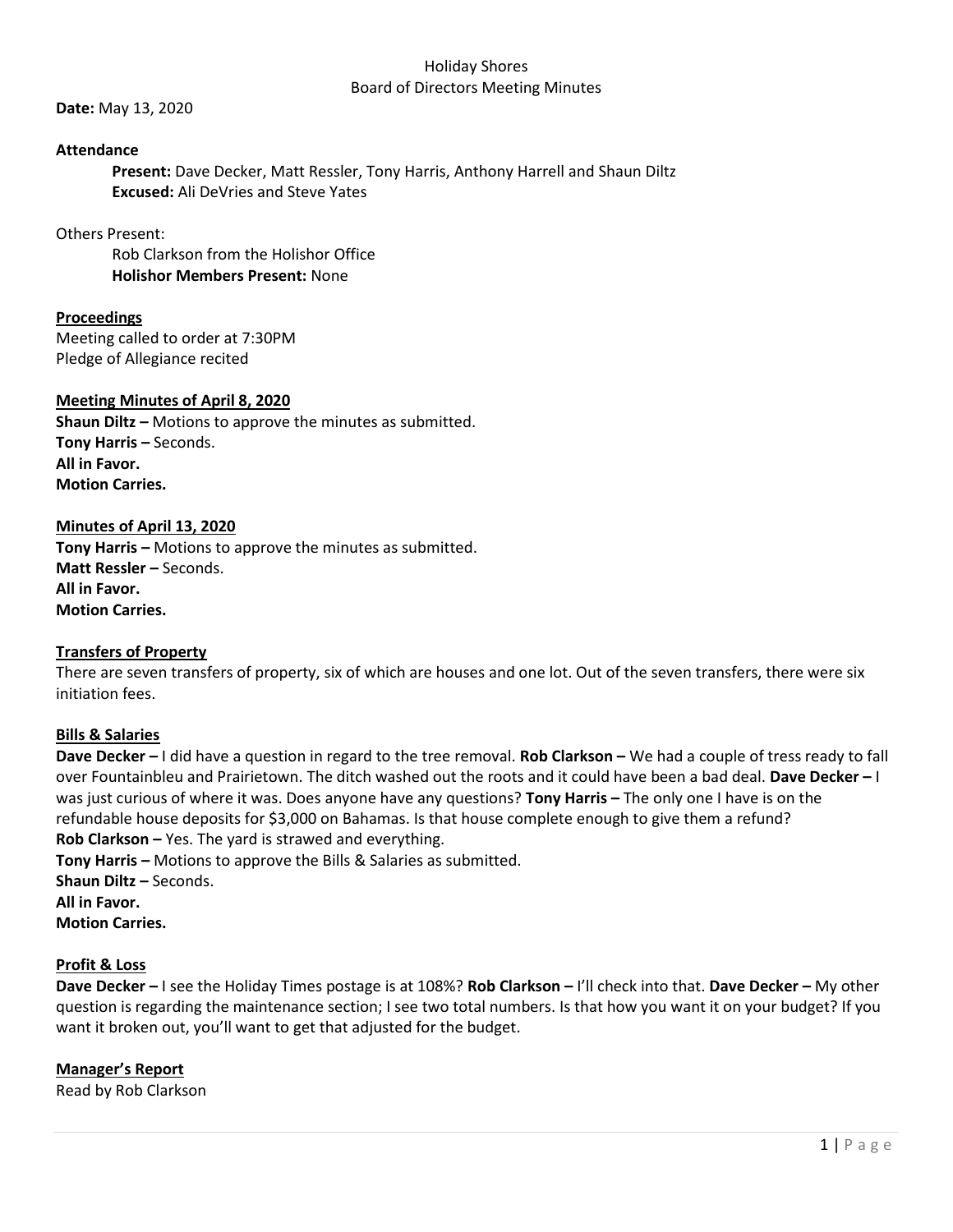Holiday Shores
Board of Directors Meeting Minutes

**Date:** May 13, 2020

**Attendance**

**Present:** Dave Decker, Matt Ressler, Tony Harris, Anthony Harrell and Shaun Diltz
**Excused:** Ali DeVries and Steve Yates

Others Present:

Rob Clarkson from the Holishor Office
**Holishor Members Present:** None

**Proceedings**

Meeting called to order at 7:30PM
Pledge of Allegiance recited

**Meeting Minutes of April 8, 2020**

**Shaun Diltz –** Motions to approve the minutes as submitted.
**Tony Harris –** Seconds.
**All in Favor.**
**Motion Carries.**

**Minutes of April 13, 2020**

**Tony Harris –** Motions to approve the minutes as submitted.
**Matt Ressler –** Seconds.
**All in Favor.**
**Motion Carries.**

**Transfers of Property**

There are seven transfers of property, six of which are houses and one lot. Out of the seven transfers, there were six initiation fees.

**Bills & Salaries**

**Dave Decker –** I did have a question in regard to the tree removal. **Rob Clarkson –** We had a couple of tress ready to fall over Fountainbleu and Prairietown. The ditch washed out the roots and it could have been a bad deal. **Dave Decker –** I was just curious of where it was. Does anyone have any questions? **Tony Harris –** The only one I have is on the refundable house deposits for $3,000 on Bahamas. Is that house complete enough to give them a refund?
**Rob Clarkson –** Yes. The yard is strawed and everything.
**Tony Harris –** Motions to approve the Bills & Salaries as submitted.
**Shaun Diltz –** Seconds.
**All in Favor.**
**Motion Carries.**

**Profit & Loss**

**Dave Decker –** I see the Holiday Times postage is at 108%? **Rob Clarkson –** I'll check into that. **Dave Decker –** My other question is regarding the maintenance section; I see two total numbers. Is that how you want it on your budget? If you want it broken out, you'll want to get that adjusted for the budget.

**Manager's Report**

Read by Rob Clarkson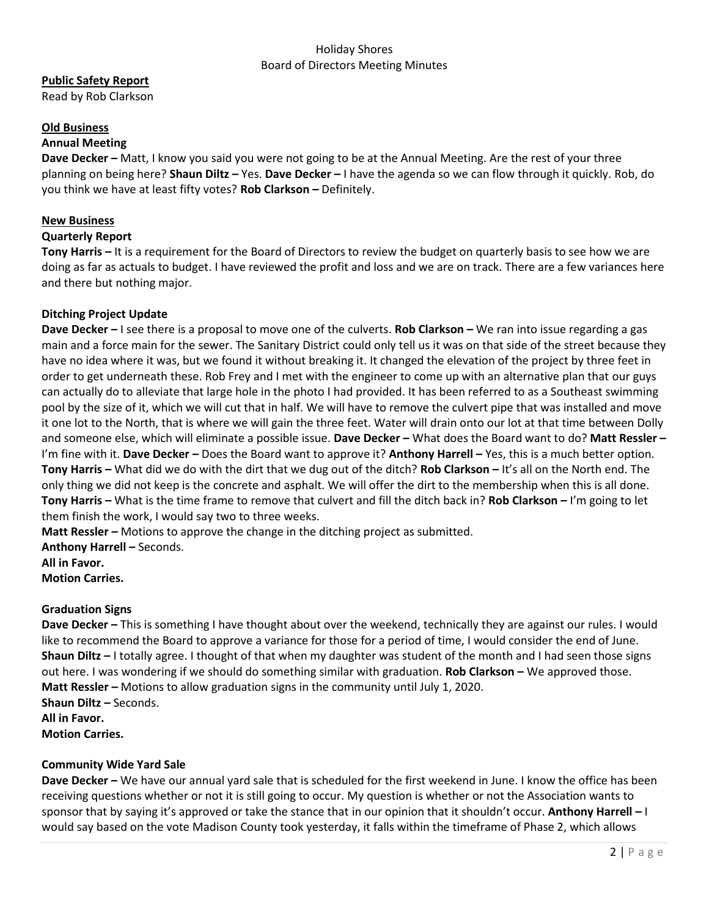Holiday Shores
Board of Directors Meeting Minutes

**Public Safety Report**
Read by Rob Clarkson

**Old Business**

**Annual Meeting**

**Dave Decker –** Matt, I know you said you were not going to be at the Annual Meeting. Are the rest of your three planning on being here? **Shaun Diltz –** Yes. **Dave Decker –** I have the agenda so we can flow through it quickly. Rob, do you think we have at least fifty votes? **Rob Clarkson –** Definitely.

**New Business**

**Quarterly Report**

**Tony Harris –** It is a requirement for the Board of Directors to review the budget on quarterly basis to see how we are doing as far as actuals to budget. I have reviewed the profit and loss and we are on track. There are a few variances here and there but nothing major.

**Ditching Project Update**

**Dave Decker –** I see there is a proposal to move one of the culverts. **Rob Clarkson –** We ran into issue regarding a gas main and a force main for the sewer. The Sanitary District could only tell us it was on that side of the street because they have no idea where it was, but we found it without breaking it. It changed the elevation of the project by three feet in order to get underneath these. Rob Frey and I met with the engineer to come up with an alternative plan that our guys can actually do to alleviate that large hole in the photo I had provided. It has been referred to as a Southeast swimming pool by the size of it, which we will cut that in half. We will have to remove the culvert pipe that was installed and move it one lot to the North, that is where we will gain the three feet. Water will drain onto our lot at that time between Dolly and someone else, which will eliminate a possible issue. **Dave Decker –** What does the Board want to do? **Matt Ressler –** I'm fine with it. **Dave Decker –** Does the Board want to approve it? **Anthony Harrell –** Yes, this is a much better option. **Tony Harris –** What did we do with the dirt that we dug out of the ditch? **Rob Clarkson –** It's all on the North end. The only thing we did not keep is the concrete and asphalt. We will offer the dirt to the membership when this is all done. **Tony Harris –** What is the time frame to remove that culvert and fill the ditch back in? **Rob Clarkson –** I'm going to let them finish the work, I would say two to three weeks.

**Matt Ressler –** Motions to approve the change in the ditching project as submitted.
**Anthony Harrell –** Seconds.
**All in Favor.**
**Motion Carries.**

**Graduation Signs**

**Dave Decker –** This is something I have thought about over the weekend, technically they are against our rules. I would like to recommend the Board to approve a variance for those for a period of time, I would consider the end of June. **Shaun Diltz –** I totally agree. I thought of that when my daughter was student of the month and I had seen those signs out here. I was wondering if we should do something similar with graduation. **Rob Clarkson –** We approved those.

**Matt Ressler –** Motions to allow graduation signs in the community until July 1, 2020.
**Shaun Diltz –** Seconds.
**All in Favor.**
**Motion Carries.**

**Community Wide Yard Sale**

**Dave Decker –** We have our annual yard sale that is scheduled for the first weekend in June. I know the office has been receiving questions whether or not it is still going to occur. My question is whether or not the Association wants to sponsor that by saying it's approved or take the stance that in our opinion that it shouldn't occur. **Anthony Harrell –** I would say based on the vote Madison County took yesterday, it falls within the timeframe of Phase 2, which allows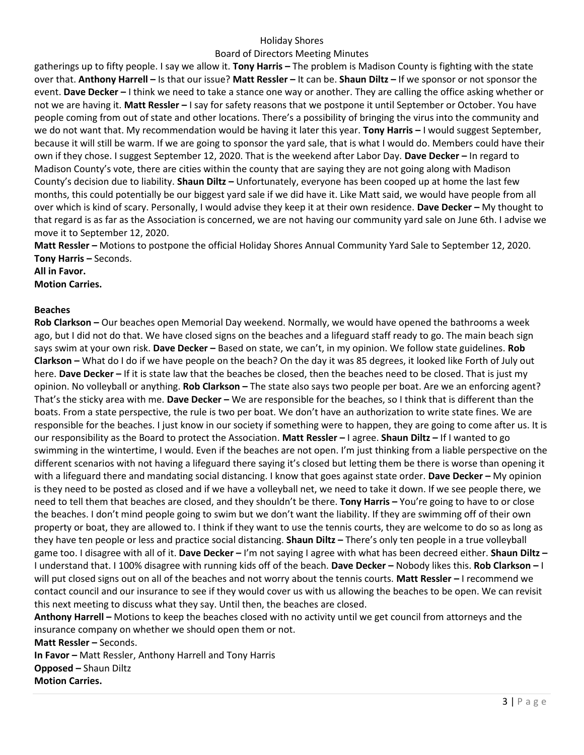gatherings up to fifty people. I say we allow it. **Tony Harris –** The problem is Madison County is fighting with the state over that. **Anthony Harrell –** Is that our issue? **Matt Ressler –** It can be. **Shaun Diltz –** If we sponsor or not sponsor the event. **Dave Decker –** I think we need to take a stance one way or another. They are calling the office asking whether or not we are having it. **Matt Ressler –** I say for safety reasons that we postpone it until September or October. You have people coming from out of state and other locations. There's a possibility of bringing the virus into the community and we do not want that. My recommendation would be having it later this year. **Tony Harris –** I would suggest September, because it will still be warm. If we are going to sponsor the yard sale, that is what I would do. Members could have their own if they chose. I suggest September 12, 2020. That is the weekend after Labor Day. **Dave Decker –** In regard to Madison County's vote, there are cities within the county that are saying they are not going along with Madison County's decision due to liability. **Shaun Diltz –** Unfortunately, everyone has been cooped up at home the last few months, this could potentially be our biggest yard sale if we did have it. Like Matt said, we would have people from all over which is kind of scary. Personally, I would advise they keep it at their own residence. **Dave Decker –** My thought to that regard is as far as the Association is concerned, we are not having our community yard sale on June 6th. I advise we move it to September 12, 2020.

**Matt Ressler –** Motions to postpone the official Holiday Shores Annual Community Yard Sale to September 12, 2020.
**Tony Harris –** Seconds.
**All in Favor.**
**Motion Carries.**

**Beaches**

**Rob Clarkson –** Our beaches open Memorial Day weekend. Normally, we would have opened the bathrooms a week ago, but I did not do that. We have closed signs on the beaches and a lifeguard staff ready to go. The main beach sign says swim at your own risk. **Dave Decker –** Based on state, we can't, in my opinion. We follow state guidelines. **Rob Clarkson –** What do I do if we have people on the beach? On the day it was 85 degrees, it looked like Forth of July out here. **Dave Decker –** If it is state law that the beaches be closed, then the beaches need to be closed. That is just my opinion. No volleyball or anything. **Rob Clarkson –** The state also says two people per boat. Are we an enforcing agent? That's the sticky area with me. **Dave Decker –** We are responsible for the beaches, so I think that is different than the boats. From a state perspective, the rule is two per boat. We don't have an authorization to write state fines. We are responsible for the beaches. I just know in our society if something were to happen, they are going to come after us. It is our responsibility as the Board to protect the Association. **Matt Ressler –** I agree. **Shaun Diltz –** If I wanted to go swimming in the wintertime, I would. Even if the beaches are not open. I'm just thinking from a liable perspective on the different scenarios with not having a lifeguard there saying it's closed but letting them be there is worse than opening it with a lifeguard there and mandating social distancing. I know that goes against state order. **Dave Decker –** My opinion is they need to be posted as closed and if we have a volleyball net, we need to take it down. If we see people there, we need to tell them that beaches are closed, and they shouldn't be there. **Tony Harris –** You're going to have to or close the beaches. I don't mind people going to swim but we don't want the liability. If they are swimming off of their own property or boat, they are allowed to. I think if they want to use the tennis courts, they are welcome to do so as long as they have ten people or less and practice social distancing. **Shaun Diltz –** There's only ten people in a true volleyball game too. I disagree with all of it. **Dave Decker –** I'm not saying I agree with what has been decreed either. **Shaun Diltz –** I understand that. I 100% disagree with running kids off of the beach. **Dave Decker –** Nobody likes this. **Rob Clarkson –** I will put closed signs out on all of the beaches and not worry about the tennis courts. **Matt Ressler –** I recommend we contact council and our insurance to see if they would cover us with us allowing the beaches to be open. We can revisit this next meeting to discuss what they say. Until then, the beaches are closed.

**Anthony Harrell –** Motions to keep the beaches closed with no activity until we get council from attorneys and the insurance company on whether we should open them or not.
**Matt Ressler –** Seconds.
**In Favor –** Matt Ressler, Anthony Harrell and Tony Harris
**Opposed –** Shaun Diltz
**Motion Carries.**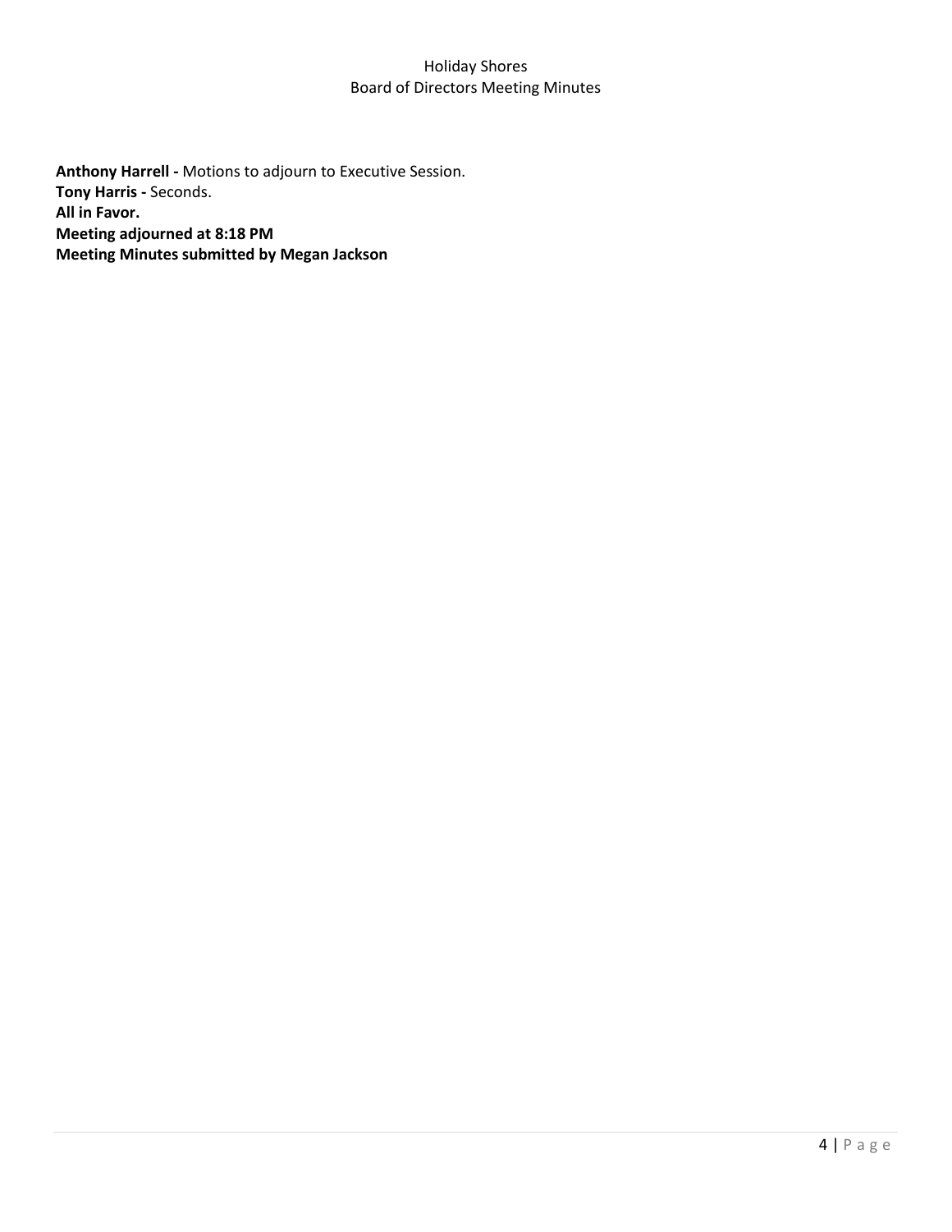**Anthony Harrell -** Motions to adjourn to Executive Session.
**Tony Harris -** Seconds.
**All in Favor.**
**Meeting adjourned at 8:18 PM**
**Meeting Minutes submitted by Megan Jackson**